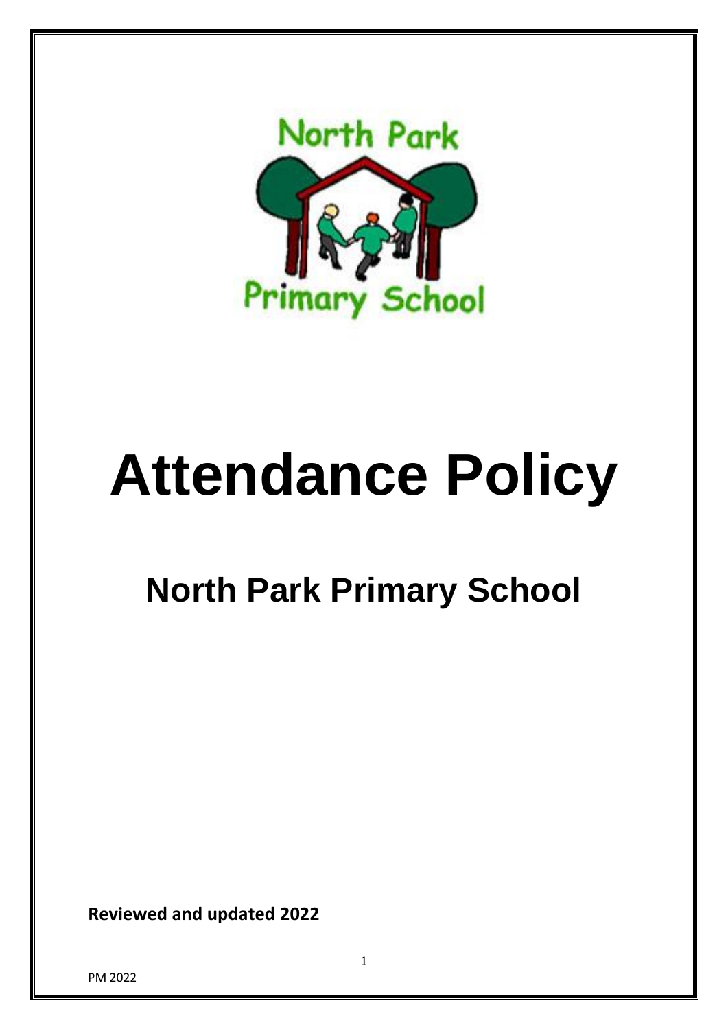# Attendance Policy

## North Park Primary School

**Reviewed and updated 2022**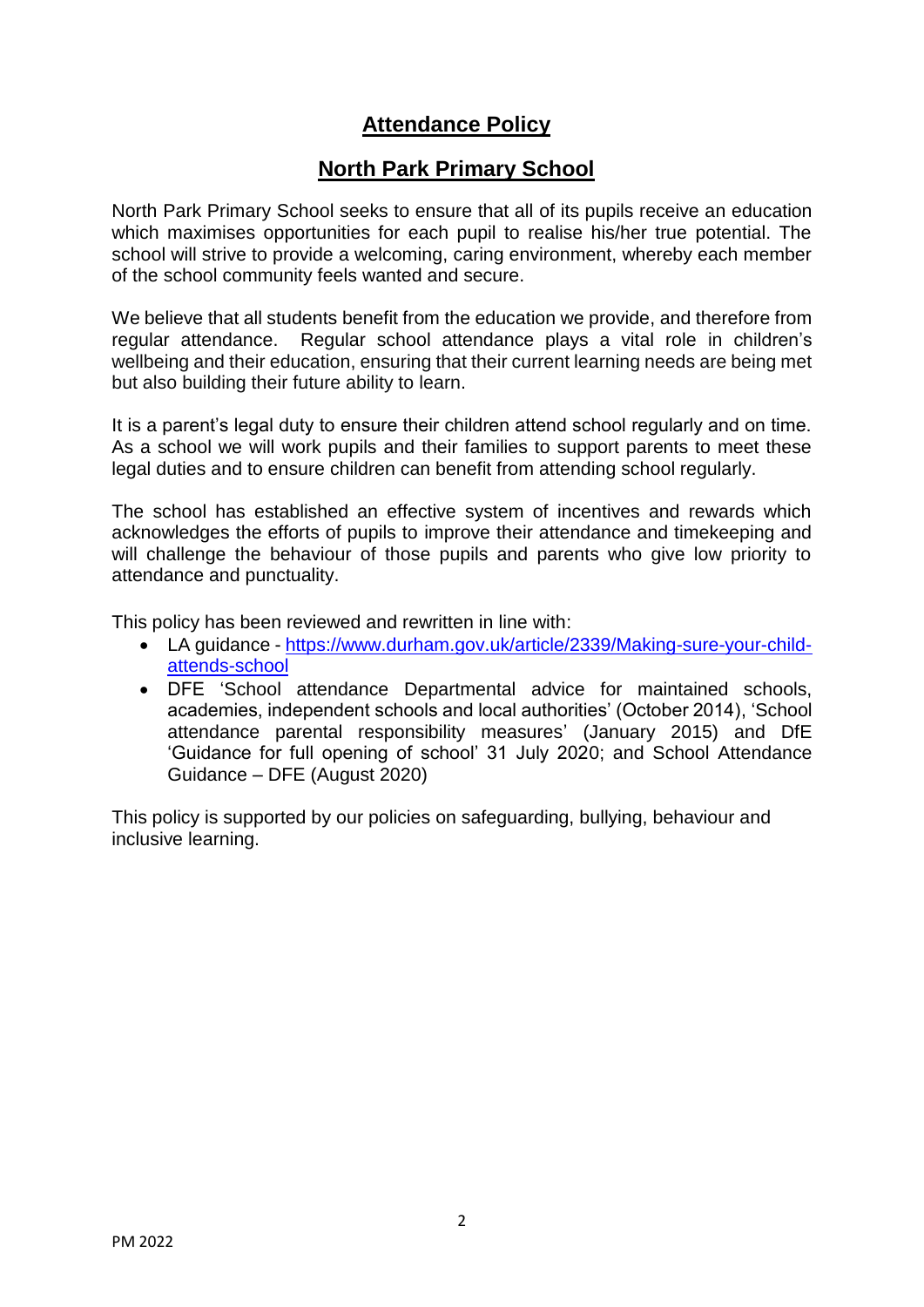# Attendance Policy

## North Park Primary School

North Park Primary School seeks to ensure that all of its pupils receive an education which maximises opportunities for each pupil to realise his/her true potential. The school will strive to provide a welcoming, caring environment, whereby each member of the school community feels wanted and secure.

We believe that all students benefit from the education we provide, and therefore from regular attendance. Regular school attendance plays a vital role in children's wellbeing and their education, ensuring that their current learning needs are being met but also building their future ability to learn.

It is a parent's legal duty to ensure their children attend school regularly and on time. As a school we will work pupils and their families to support parents to meet these legal duties and to ensure children can benefit from attending school regularly.

The school has established an effective system of incentives and rewards which acknowledges the efforts of pupils to improve their attendance and timekeeping and will challenge the behaviour of those pupils and parents who give low priority to attendance and punctuality.

This policy has been reviewed and rewritten in line with:

- LA guidance - https://www.durham.gov.uk/article/2339/Making-sure-your-child-attends-school
- DFE 'School attendance Departmental advice for maintained schools, academies, independent schools and local authorities' (October 2014), 'School attendance parental responsibility measures' (January 2015) and DfE 'Guidance for full opening of school' 31 July 2020; and School Attendance Guidance – DFE (August 2020)

This policy is supported by our policies on safeguarding, bullying, behaviour and inclusive learning.

PM 2022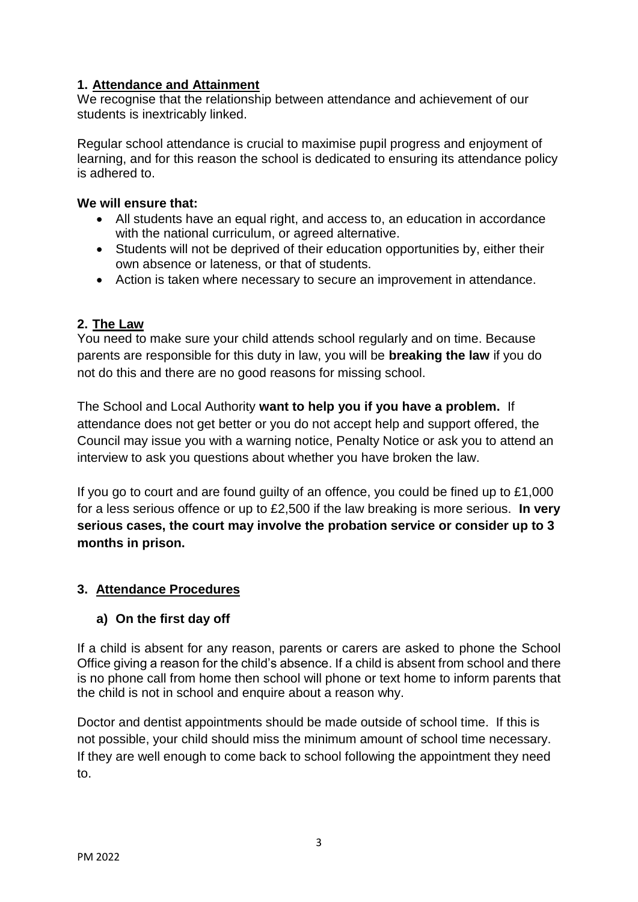## 1. Attendance and Attainment

We recognise that the relationship between attendance and achievement of our students is inextricably linked.

Regular school attendance is crucial to maximise pupil progress and enjoyment of learning, and for this reason the school is dedicated to ensuring its attendance policy is adhered to.

**We will ensure that:**

- All students have an equal right, and access to, an education in accordance with the national curriculum, or agreed alternative.
- Students will not be deprived of their education opportunities by, either their own absence or lateness, or that of students.
- Action is taken where necessary to secure an improvement in attendance.

## 2. The Law

You need to make sure your child attends school regularly and on time. Because parents are responsible for this duty in law, you will be **breaking the law** if you do not do this and there are no good reasons for missing school.

The School and Local Authority **want to help you if you have a problem.** If attendance does not get better or you do not accept help and support offered, the Council may issue you with a warning notice, Penalty Notice or ask you to attend an interview to ask you questions about whether you have broken the law.

If you go to court and are found guilty of an offence, you could be fined up to £1,000 for a less serious offence or up to £2,500 if the law breaking is more serious. **In very serious cases, the court may involve the probation service or consider up to 3 months in prison.**

## 3. Attendance Procedures

### a) On the first day off

If a child is absent for any reason, parents or carers are asked to phone the School Office giving a reason for the child's absence. If a child is absent from school and there is no phone call from home then school will phone or text home to inform parents that the child is not in school and enquire about a reason why.

Doctor and dentist appointments should be made outside of school time. If this is not possible, your child should miss the minimum amount of school time necessary. If they are well enough to come back to school following the appointment they need to.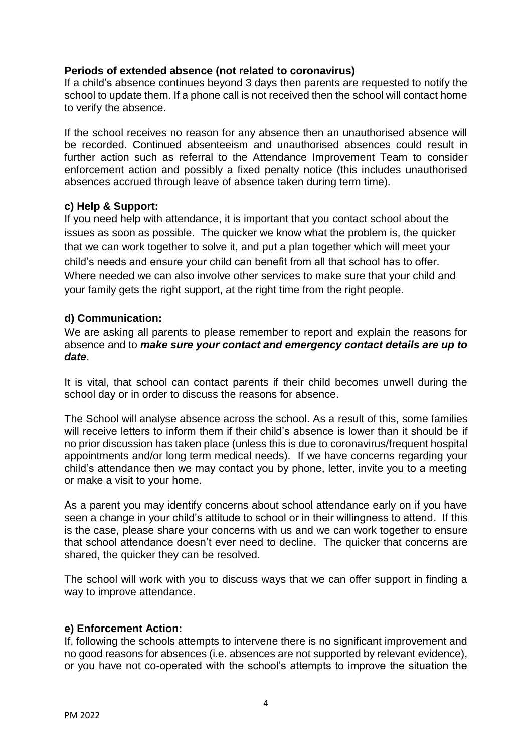**Periods of extended absence (not related to coronavirus)**

If a child's absence continues beyond 3 days then parents are requested to notify the school to update them. If a phone call is not received then the school will contact home to verify the absence.

If the school receives no reason for any absence then an unauthorised absence will be recorded. Continued absenteeism and unauthorised absences could result in further action such as referral to the Attendance Improvement Team to consider enforcement action and possibly a fixed penalty notice (this includes unauthorised absences accrued through leave of absence taken during term time).

**c) Help & Support:**

If you need help with attendance, it is important that you contact school about the issues as soon as possible. The quicker we know what the problem is, the quicker that we can work together to solve it, and put a plan together which will meet your child's needs and ensure your child can benefit from all that school has to offer. Where needed we can also involve other services to make sure that your child and your family gets the right support, at the right time from the right people.

**d) Communication:**

We are asking all parents to please remember to report and explain the reasons for absence and to ***make sure your contact and emergency contact details are up to date***.

It is vital, that school can contact parents if their child becomes unwell during the school day or in order to discuss the reasons for absence.

The School will analyse absence across the school. As a result of this, some families will receive letters to inform them if their child's absence is lower than it should be if no prior discussion has taken place (unless this is due to coronavirus/frequent hospital appointments and/or long term medical needs). If we have concerns regarding your child's attendance then we may contact you by phone, letter, invite you to a meeting or make a visit to your home.

As a parent you may identify concerns about school attendance early on if you have seen a change in your child's attitude to school or in their willingness to attend. If this is the case, please share your concerns with us and we can work together to ensure that school attendance doesn't ever need to decline. The quicker that concerns are shared, the quicker they can be resolved.

The school will work with you to discuss ways that we can offer support in finding a way to improve attendance.

**e) Enforcement Action:**

If, following the schools attempts to intervene there is no significant improvement and no good reasons for absences (i.e. absences are not supported by relevant evidence), or you have not co-operated with the school's attempts to improve the situation the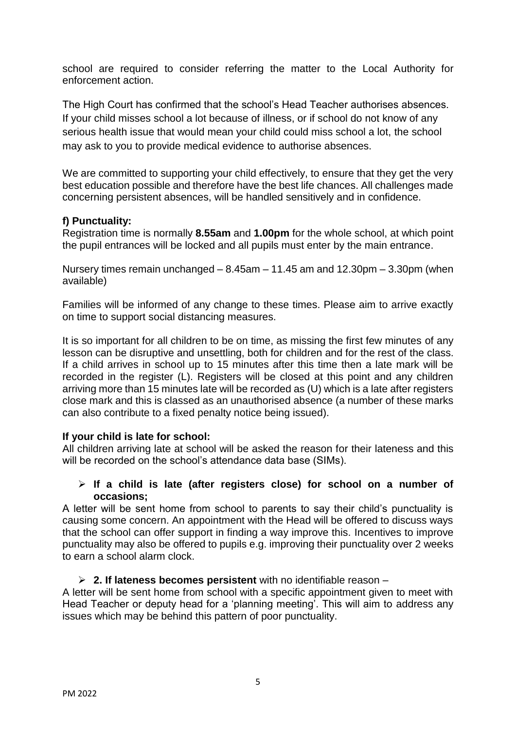school are required to consider referring the matter to the Local Authority for enforcement action.

The High Court has confirmed that the school's Head Teacher authorises absences. If your child misses school a lot because of illness, or if school do not know of any serious health issue that would mean your child could miss school a lot, the school may ask to you to provide medical evidence to authorise absences.

We are committed to supporting your child effectively, to ensure that they get the very best education possible and therefore have the best life chances. All challenges made concerning persistent absences, will be handled sensitively and in confidence.

**f) Punctuality:**

Registration time is normally **8.55am** and **1.00pm** for the whole school, at which point the pupil entrances will be locked and all pupils must enter by the main entrance.

Nursery times remain unchanged – 8.45am – 11.45 am and 12.30pm – 3.30pm (when available)

Families will be informed of any change to these times. Please aim to arrive exactly on time to support social distancing measures.

It is so important for all children to be on time, as missing the first few minutes of any lesson can be disruptive and unsettling, both for children and for the rest of the class. If a child arrives in school up to 15 minutes after this time then a late mark will be recorded in the register (L). Registers will be closed at this point and any children arriving more than 15 minutes late will be recorded as (U) which is a late after registers close mark and this is classed as an unauthorised absence (a number of these marks can also contribute to a fixed penalty notice being issued).

**If your child is late for school:**

All children arriving late at school will be asked the reason for their lateness and this will be recorded on the school's attendance data base (SIMs).

- **If a child is late (after registers close) for school on a number of occasions;**

A letter will be sent home from school to parents to say their child's punctuality is causing some concern. An appointment with the Head will be offered to discuss ways that the school can offer support in finding a way improve this. Incentives to improve punctuality may also be offered to pupils e.g. improving their punctuality over 2 weeks to earn a school alarm clock.

- **2. If lateness becomes persistent** with no identifiable reason –

A letter will be sent home from school with a specific appointment given to meet with Head Teacher or deputy head for a 'planning meeting'. This will aim to address any issues which may be behind this pattern of poor punctuality.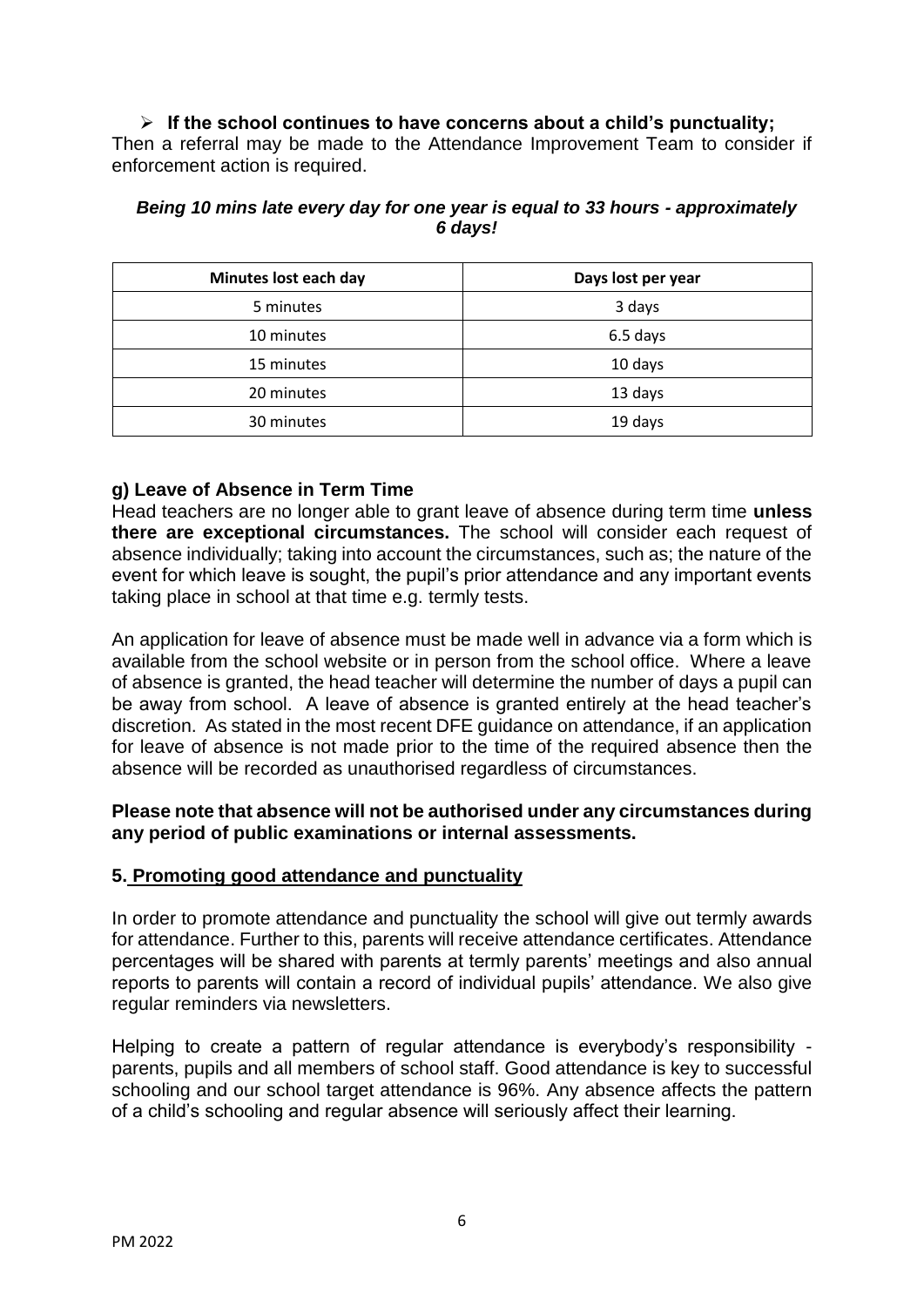- **If the school continues to have concerns about a child's punctuality;**

Then a referral may be made to the Attendance Improvement Team to consider if enforcement action is required.

***Being 10 mins late every day for one year is equal to 33 hours - approximately 6 days!***

| Minutes lost each day | Days lost per year |
| --- | --- |
| 5 minutes | 3 days |
| 10 minutes | 6.5 days |
| 15 minutes | 10 days |
| 20 minutes | 13 days |
| 30 minutes | 19 days |

### g) Leave of Absence in Term Time

Head teachers are no longer able to grant leave of absence during term time **unless there are exceptional circumstances.** The school will consider each request of absence individually; taking into account the circumstances, such as; the nature of the event for which leave is sought, the pupil's prior attendance and any important events taking place in school at that time e.g. termly tests.

An application for leave of absence must be made well in advance via a form which is available from the school website or in person from the school office. Where a leave of absence is granted, the head teacher will determine the number of days a pupil can be away from school. A leave of absence is granted entirely at the head teacher's discretion. As stated in the most recent DFE guidance on attendance, if an application for leave of absence is not made prior to the time of the required absence then the absence will be recorded as unauthorised regardless of circumstances.

**Please note that absence will not be authorised under any circumstances during any period of public examinations or internal assessments.**

## 5. Promoting good attendance and punctuality

In order to promote attendance and punctuality the school will give out termly awards for attendance. Further to this, parents will receive attendance certificates. Attendance percentages will be shared with parents at termly parents' meetings and also annual reports to parents will contain a record of individual pupils' attendance. We also give regular reminders via newsletters.

Helping to create a pattern of regular attendance is everybody's responsibility - parents, pupils and all members of school staff. Good attendance is key to successful schooling and our school target attendance is 96%. Any absence affects the pattern of a child's schooling and regular absence will seriously affect their learning.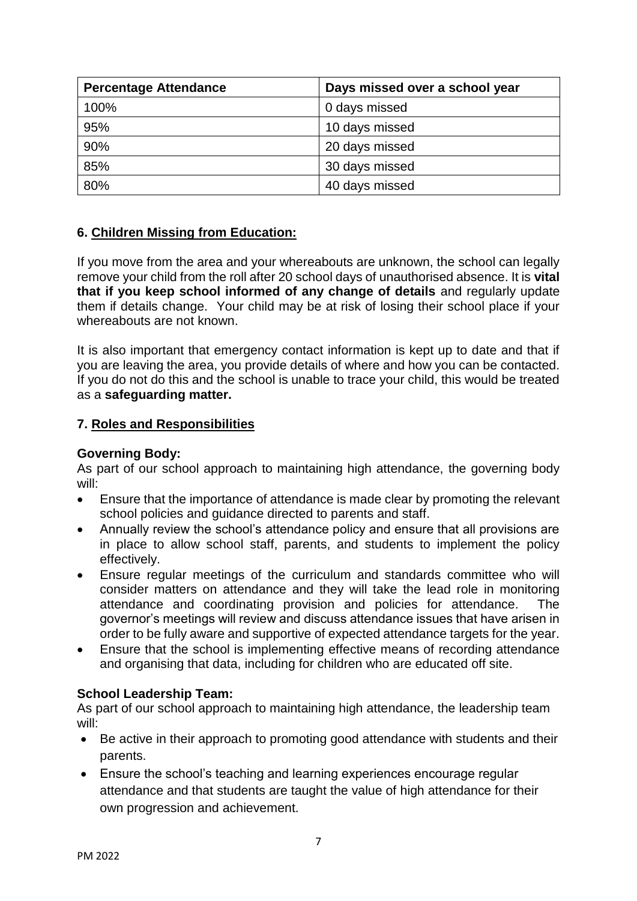| Percentage Attendance | Days missed over a school year |
| --- | --- |
| 100% | 0 days missed |
| 95% | 10 days missed |
| 90% | 20 days missed |
| 85% | 30 days missed |
| 80% | 40 days missed |

## 6. Children Missing from Education:

If you move from the area and your whereabouts are unknown, the school can legally remove your child from the roll after 20 school days of unauthorised absence. It is **vital that if you keep school informed of any change of details** and regularly update them if details change. Your child may be at risk of losing their school place if your whereabouts are not known.

It is also important that emergency contact information is kept up to date and that if you are leaving the area, you provide details of where and how you can be contacted. If you do not do this and the school is unable to trace your child, this would be treated as a **safeguarding matter.**

## 7. Roles and Responsibilities

### Governing Body:

As part of our school approach to maintaining high attendance, the governing body will:

- Ensure that the importance of attendance is made clear by promoting the relevant school policies and guidance directed to parents and staff.
- Annually review the school's attendance policy and ensure that all provisions are in place to allow school staff, parents, and students to implement the policy effectively.
- Ensure regular meetings of the curriculum and standards committee who will consider matters on attendance and they will take the lead role in monitoring attendance and coordinating provision and policies for attendance. The governor's meetings will review and discuss attendance issues that have arisen in order to be fully aware and supportive of expected attendance targets for the year.
- Ensure that the school is implementing effective means of recording attendance and organising that data, including for children who are educated off site.

### School Leadership Team:

As part of our school approach to maintaining high attendance, the leadership team will:

- Be active in their approach to promoting good attendance with students and their parents.
- Ensure the school's teaching and learning experiences encourage regular attendance and that students are taught the value of high attendance for their own progression and achievement.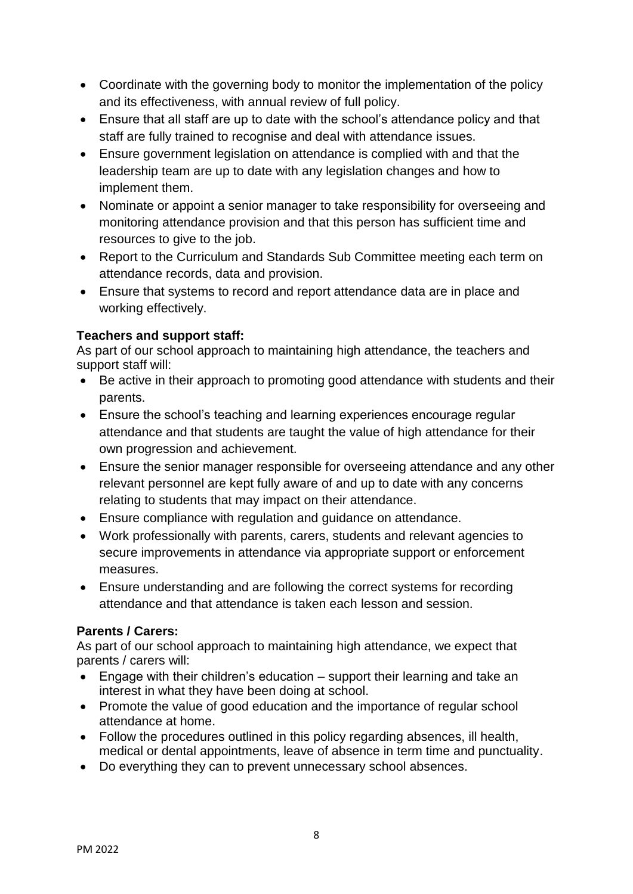- Coordinate with the governing body to monitor the implementation of the policy and its effectiveness, with annual review of full policy.
- Ensure that all staff are up to date with the school's attendance policy and that staff are fully trained to recognise and deal with attendance issues.
- Ensure government legislation on attendance is complied with and that the leadership team are up to date with any legislation changes and how to implement them.
- Nominate or appoint a senior manager to take responsibility for overseeing and monitoring attendance provision and that this person has sufficient time and resources to give to the job.
- Report to the Curriculum and Standards Sub Committee meeting each term on attendance records, data and provision.
- Ensure that systems to record and report attendance data are in place and working effectively.

**Teachers and support staff:**

As part of our school approach to maintaining high attendance, the teachers and support staff will:

- Be active in their approach to promoting good attendance with students and their parents.
- Ensure the school's teaching and learning experiences encourage regular attendance and that students are taught the value of high attendance for their own progression and achievement.
- Ensure the senior manager responsible for overseeing attendance and any other relevant personnel are kept fully aware of and up to date with any concerns relating to students that may impact on their attendance.
- Ensure compliance with regulation and guidance on attendance.
- Work professionally with parents, carers, students and relevant agencies to secure improvements in attendance via appropriate support or enforcement measures.
- Ensure understanding and are following the correct systems for recording attendance and that attendance is taken each lesson and session.

**Parents / Carers:**

As part of our school approach to maintaining high attendance, we expect that parents / carers will:

- Engage with their children's education – support their learning and take an interest in what they have been doing at school.
- Promote the value of good education and the importance of regular school attendance at home.
- Follow the procedures outlined in this policy regarding absences, ill health, medical or dental appointments, leave of absence in term time and punctuality.
- Do everything they can to prevent unnecessary school absences.

PM 2022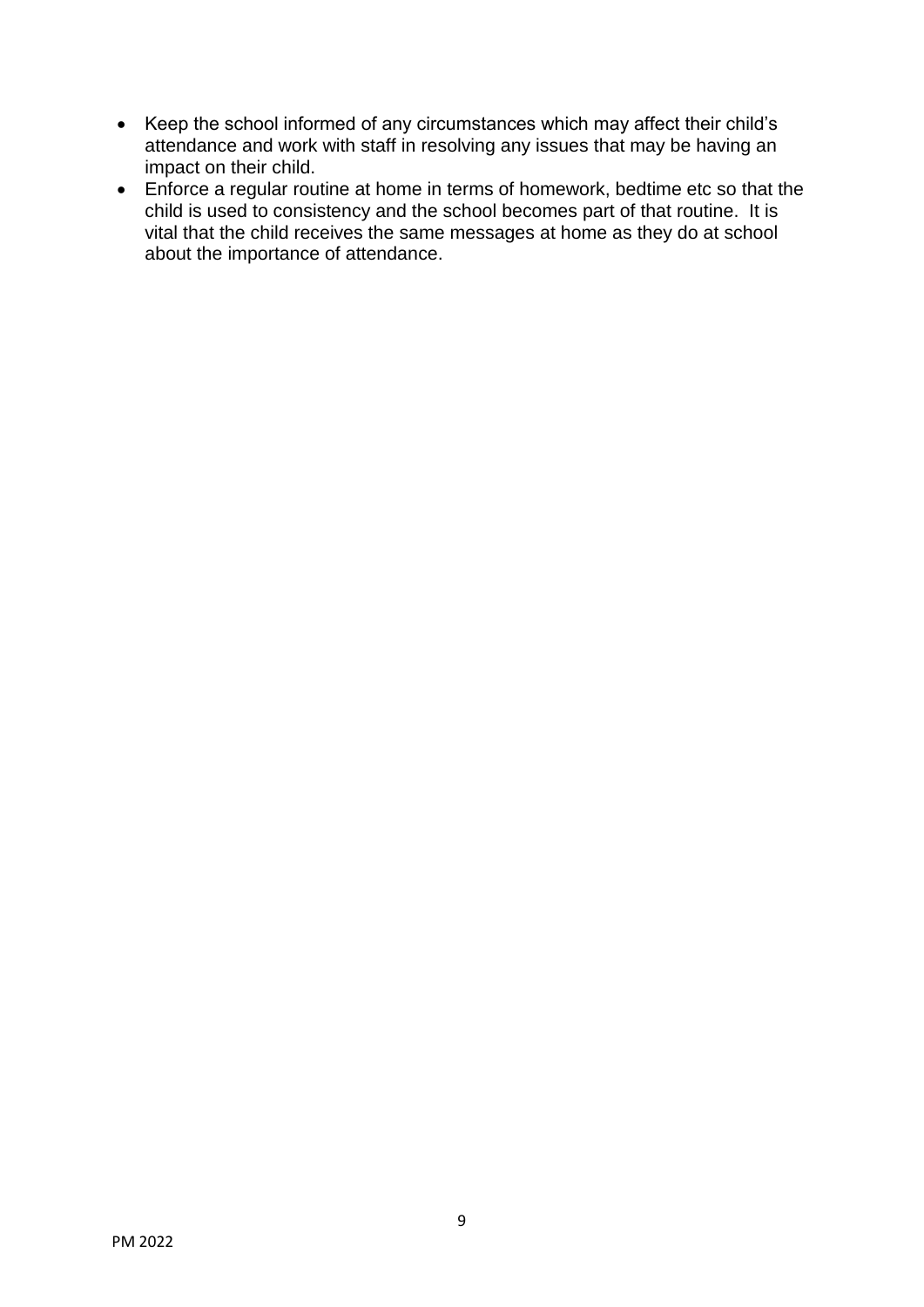- Keep the school informed of any circumstances which may affect their child's attendance and work with staff in resolving any issues that may be having an impact on their child.
- Enforce a regular routine at home in terms of homework, bedtime etc so that the child is used to consistency and the school becomes part of that routine.  It is vital that the child receives the same messages at home as they do at school about the importance of attendance.